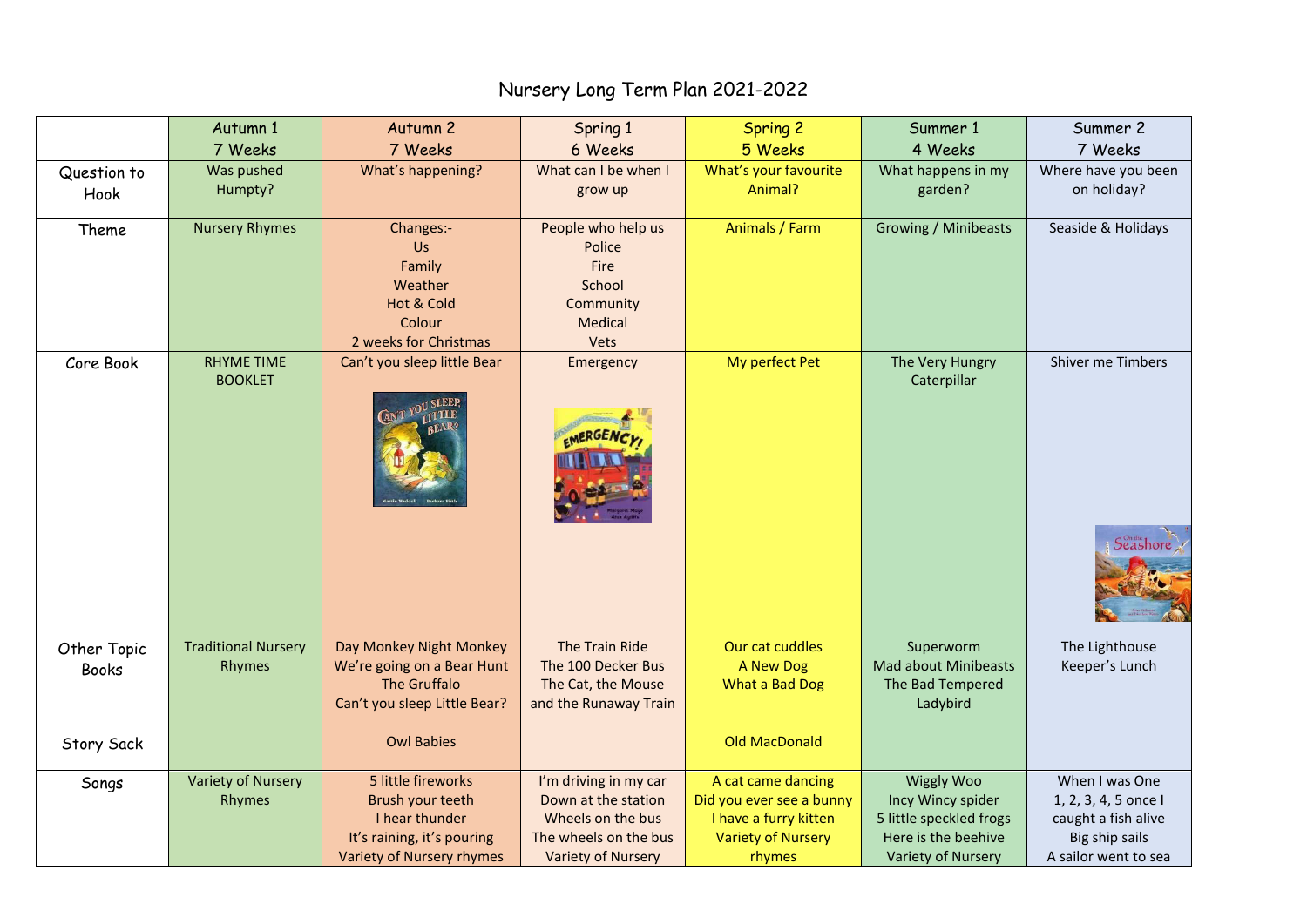# Nursery Long Term Plan 2021-2022

| | Autumn 1<br>7 Weeks | Autumn 2<br>7 Weeks | Spring 1<br>6 Weeks | Spring 2<br>5 Weeks | Summer 1<br>4 Weeks | Summer 2<br>7 Weeks |
|---|---|---|---|---|---|---|
| Question to Hook | Was pushed Humpty? | What's happening? | What can I be when I grow up | What's your favourite Animal? | What happens in my garden? | Where have you been on holiday? |
| Theme | Nursery Rhymes | Changes:-<br>Us<br>Family<br>Weather<br>Hot & Cold<br>Colour<br>2 weeks for Christmas | People who help us<br>Police<br>Fire<br>School<br>Community<br>Medical<br>Vets | Animals / Farm | Growing / Minibeasts | Seaside & Holidays |
| Core Book | RHYME TIME BOOKLET | Can't you sleep little Bear | Emergency | My perfect Pet | The Very Hungry Caterpillar | Shiver me Timbers |
| Other Topic Books | Traditional Nursery Rhymes | Day Monkey Night Monkey<br>We're going on a Bear Hunt<br>The Gruffalo<br>Can't you sleep Little Bear? | The Train Ride<br>The 100 Decker Bus<br>The Cat, the Mouse and the Runaway Train | Our cat cuddles<br>A New Dog<br>What a Bad Dog | Superworm<br>Mad about Minibeasts<br>The Bad Tempered Ladybird | The Lighthouse Keeper's Lunch |
| Story Sack | | Owl Babies | | Old MacDonald | | |
| Songs | Variety of Nursery Rhymes | 5 little fireworks<br>Brush your teeth<br>I hear thunder<br>It's raining, it's pouring<br>Variety of Nursery rhymes | I'm driving in my car<br>Down at the station<br>Wheels on the bus<br>The wheels on the bus<br>Variety of Nursery | A cat came dancing<br>Did you ever see a bunny<br>I have a furry kitten<br>Variety of Nursery rhymes | Wiggly Woo<br>Incy Wincy spider<br>5 little speckled frogs<br>Here is the beehive<br>Variety of Nursery | When I was One<br>1, 2, 3, 4, 5 once I caught a fish alive<br>Big ship sails<br>A sailor went to sea |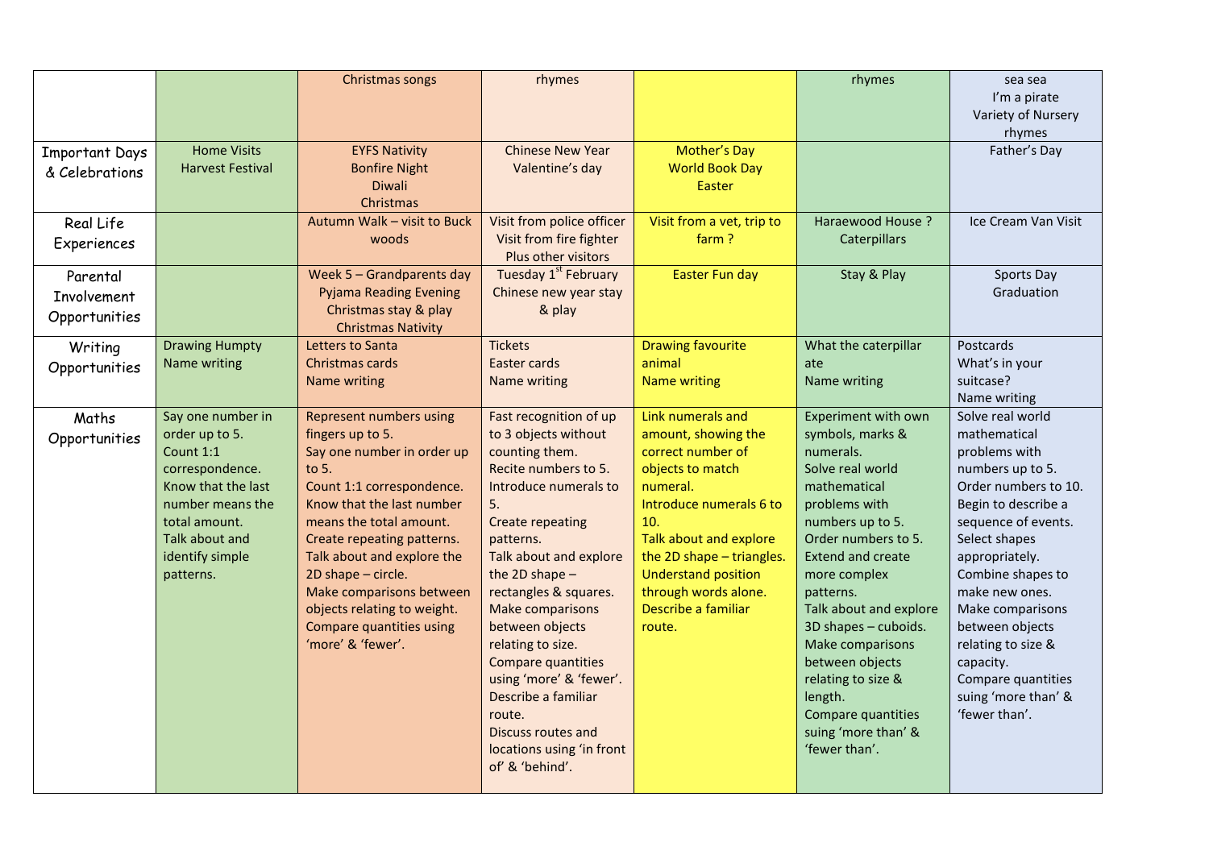| | | | | | | |
|---|---|---|---|---|---|---|
| | | Christmas songs | rhymes | | rhymes | sea sea<br>I'm a pirate<br>Variety of Nursery rhymes |
| Important Days & Celebrations | Home Visits<br>Harvest Festival | EYFS Nativity<br>Bonfire Night<br>Diwali<br>Christmas | Chinese New Year<br>Valentine's day | Mother's Day<br>World Book Day<br>Easter | | Father's Day |
| Real Life Experiences | | Autumn Walk – visit to Buck woods | Visit from police officer<br>Visit from fire fighter<br>Plus other visitors | Visit from a vet, trip to farm ? | Haraewood House ?<br>Caterpillars | Ice Cream Van Visit |
| Parental Involvement Opportunities | | Week 5 – Grandparents day<br>Pyjama Reading Evening<br>Christmas stay & play<br>Christmas Nativity | Tuesday 1st February<br>Chinese new year stay & play | Easter Fun day | Stay & Play | Sports Day<br>Graduation |
| Writing Opportunities | Drawing Humpty<br>Name writing | Letters to Santa<br>Christmas cards<br>Name writing | Tickets<br>Easter cards<br>Name writing | Drawing favourite animal<br>Name writing | What the caterpillar ate<br>Name writing | Postcards<br>What's in your suitcase?<br>Name writing |
| Maths Opportunities | Say one number in order up to 5.<br>Count 1:1 correspondence.<br>Know that the last number means the total amount.<br>Talk about and identify simple patterns. | Represent numbers using fingers up to 5.<br>Say one number in order up to 5.<br>Count 1:1 correspondence.<br>Know that the last number means the total amount.<br>Create repeating patterns.<br>Talk about and explore the 2D shape – circle.<br>Make comparisons between objects relating to weight.<br>Compare quantities using 'more' & 'fewer'. | Fast recognition of up to 3 objects without counting them.<br>Recite numbers to 5.<br>Introduce numerals to 5.<br>Create repeating patterns.<br>Talk about and explore the 2D shape – rectangles & squares.<br>Make comparisons between objects relating to size.<br>Compare quantities using 'more' & 'fewer'.<br>Describe a familiar route.<br>Discuss routes and locations using 'in front of' & 'behind'. | Link numerals and amount, showing the correct number of objects to match numeral.<br>Introduce numerals 6 to 10.<br>Talk about and explore the 2D shape – triangles.<br>Understand position through words alone.<br>Describe a familiar route. | Experiment with own symbols, marks & numerals.<br>Solve real world mathematical problems with numbers up to 5.<br>Order numbers to 5.<br>Extend and create more complex patterns.<br>Talk about and explore 3D shapes – cuboids.<br>Make comparisons between objects relating to size & length.<br>Compare quantities suing 'more than' & 'fewer than'. | Solve real world mathematical problems with numbers up to 5.<br>Order numbers to 10.<br>Begin to describe a sequence of events.<br>Select shapes appropriately.<br>Combine shapes to make new ones.<br>Make comparisons between objects relating to size & capacity.<br>Compare quantities suing 'more than' & 'fewer than'. |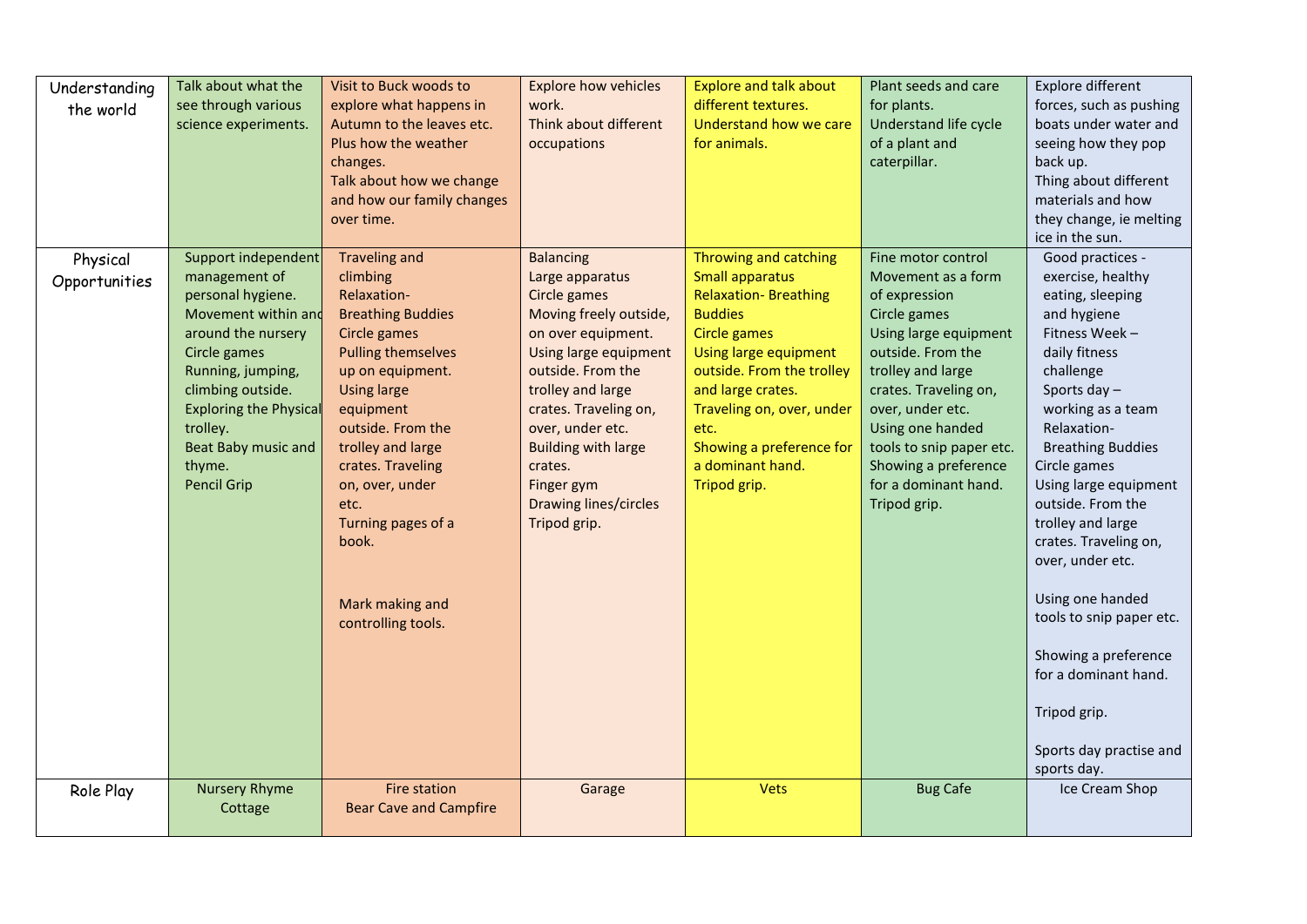| | | | | | | |
|---|---|---|---|---|---|---|
| Understanding the world | Talk about what the see through various science experiments. | Visit to Buck woods to explore what happens in Autumn to the leaves etc. Plus how the weather changes. Talk about how we change and how our family changes over time. | Explore how vehicles work. Think about different occupations | Explore and talk about different textures. Understand how we care for animals. | Plant seeds and care for plants. Understand life cycle of a plant and caterpillar. | Explore different forces, such as pushing boats under water and seeing how they pop back up. Thing about different materials and how they change, ie melting ice in the sun. |
| Physical Opportunities | Support independent management of personal hygiene. Movement within and around the nursery Circle games Running, jumping, climbing outside. Exploring the Physical trolley. Beat Baby music and thyme. Pencil Grip | Traveling and climbing Relaxation- Breathing Buddies Circle games Pulling themselves up on equipment. Using large equipment outside. From the trolley and large crates. Traveling on, over, under etc. Turning pages of a book. Mark making and controlling tools. | Balancing Large apparatus Circle games Moving freely outside, on over equipment. Using large equipment outside. From the trolley and large crates. Traveling on, over, under etc. Building with large crates. Finger gym Drawing lines/circles Tripod grip. | Throwing and catching Small apparatus Relaxation- Breathing Buddies Circle games Using large equipment outside. From the trolley and large crates. Traveling on, over, under etc. Showing a preference for a dominant hand. Tripod grip. | Fine motor control Movement as a form of expression Circle games Using large equipment outside. From the trolley and large crates. Traveling on, over, under etc. Using one handed tools to snip paper etc. Showing a preference for a dominant hand. Tripod grip. | Good practices - exercise, healthy eating, sleeping and hygiene Fitness Week – daily fitness challenge Sports day – working as a team Relaxation- Breathing Buddies Circle games Using large equipment outside. From the trolley and large crates. Traveling on, over, under etc. Using one handed tools to snip paper etc. Showing a preference for a dominant hand. Tripod grip. Sports day practise and sports day. |
| Role Play | Nursery Rhyme Cottage | Fire station Bear Cave and Campfire | Garage | Vets | Bug Cafe | Ice Cream Shop |